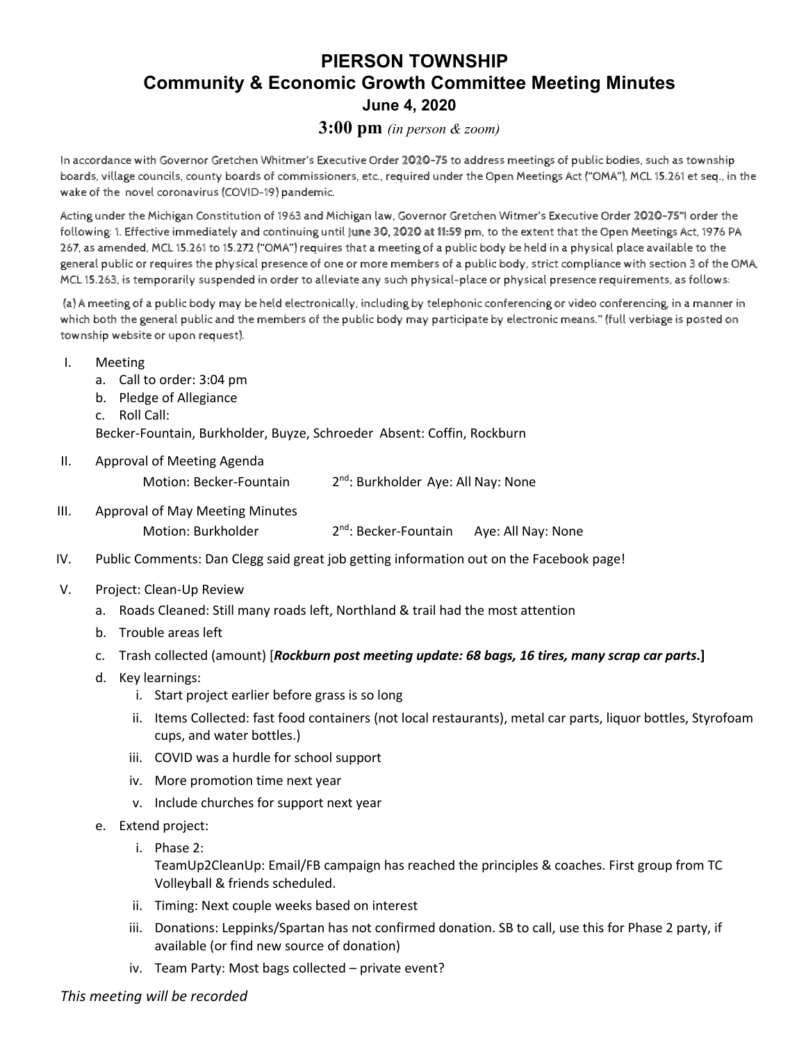# PIERSON TOWNSHIP

## Community & Economic Growth Committee Meeting Minutes

**June 4, 2020**

**3:00 pm** *(in person & zoom)*

In accordance with Governor Gretchen Whitmer's Executive Order **2020-75** to address meetings of public bodies, such as township boards, village councils, county boards of commissioners, etc., required under the Open Meetings Act ("OMA"), MCL 15.261 et seq., in the wake of the novel coronavirus (COVID-19) pandemic.

Acting under the Michigan Constitution of 1963 and Michigan law, Governor Gretchen Witmer's Executive Order **2020-75**"I order the following: 1. Effective immediately and continuing until **June 30, 2020 at 11:59** pm, to the extent that the Open Meetings Act, 1976 PA 267, as amended, MCL 15.261 to 15.272 ("OMA") requires that a meeting of a public body be held in a physical place available to the general public or requires the physical presence of one or more members of a public body, strict compliance with section 3 of the OMA, MCL 15.263, is temporarily suspended in order to alleviate any such physical-place or physical presence requirements, as follows:

(a) A meeting of a public body may be held electronically, including by telephonic conferencing or video conferencing, in a manner in which both the general public and the members of the public body may participate by electronic means." (full verbiage is posted on township website or upon request).

I. Meeting
   a. Call to order: 3:04 pm
   b. Pledge of Allegiance
   c. Roll Call:
   Becker-Fountain, Burkholder, Buyze, Schroeder Absent: Coffin, Rockburn

II. Approval of Meeting Agenda
   Motion: Becker-Fountain 2nd: Burkholder Aye: All Nay: None

III. Approval of May Meeting Minutes
   Motion: Burkholder 2nd: Becker-Fountain Aye: All Nay: None

IV. Public Comments: Dan Clegg said great job getting information out on the Facebook page!

V. Project: Clean-Up Review
   a. Roads Cleaned: Still many roads left, Northland & trail had the most attention
   b. Trouble areas left
   c. Trash collected (amount) [***Rockburn post meeting update: 68 bags, 16 tires, many scrap car parts*.**]
   d. Key learnings:
      i. Start project earlier before grass is so long
      ii. Items Collected: fast food containers (not local restaurants), metal car parts, liquor bottles, Styrofoam cups, and water bottles.)
      iii. COVID was a hurdle for school support
      iv. More promotion time next year
      v. Include churches for support next year
   e. Extend project:
      i. Phase 2:
      TeamUp2CleanUp: Email/FB campaign has reached the principles & coaches. First group from TC Volleyball & friends scheduled.
      ii. Timing: Next couple weeks based on interest
      iii. Donations: Leppinks/Spartan has not confirmed donation. SB to call, use this for Phase 2 party, if available (or find new source of donation)
      iv. Team Party: Most bags collected – private event?

*This meeting will be recorded*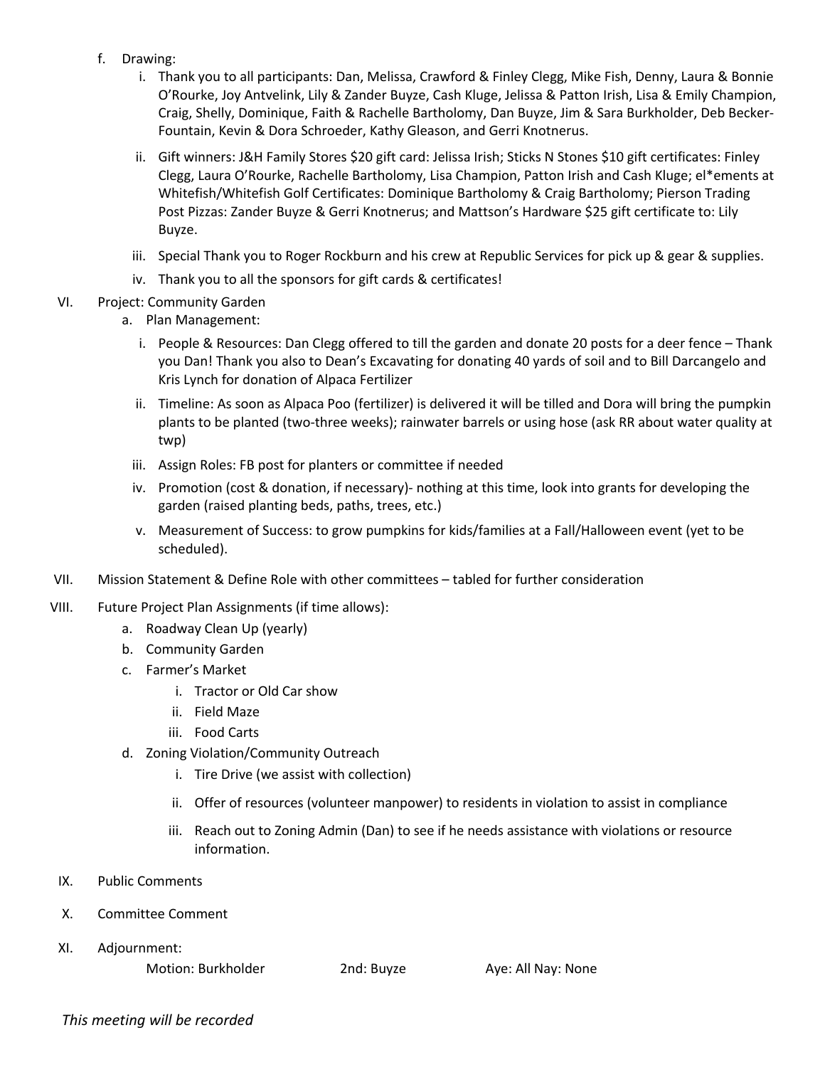f. Drawing:

   i. Thank you to all participants: Dan, Melissa, Crawford & Finley Clegg, Mike Fish, Denny, Laura & Bonnie O'Rourke, Joy Antvelink, Lily & Zander Buyze, Cash Kluge, Jelissa & Patton Irish, Lisa & Emily Champion, Craig, Shelly, Dominique, Faith & Rachelle Bartholomy, Dan Buyze, Jim & Sara Burkholder, Deb Becker-Fountain, Kevin & Dora Schroeder, Kathy Gleason, and Gerri Knotnerus.

   ii. Gift winners: J&H Family Stores $20 gift card: Jelissa Irish; Sticks N Stones $10 gift certificates: Finley Clegg, Laura O'Rourke, Rachelle Bartholomy, Lisa Champion, Patton Irish and Cash Kluge; el*ements at Whitefish/Whitefish Golf Certificates: Dominique Bartholomy & Craig Bartholomy; Pierson Trading Post Pizzas: Zander Buyze & Gerri Knotnerus; and Mattson's Hardware $25 gift certificate to: Lily Buyze.

   iii. Special Thank you to Roger Rockburn and his crew at Republic Services for pick up & gear & supplies.

   iv. Thank you to all the sponsors for gift cards & certificates!

VI. Project: Community Garden

   a. Plan Management:

      i. People & Resources: Dan Clegg offered to till the garden and donate 20 posts for a deer fence – Thank you Dan! Thank you also to Dean's Excavating for donating 40 yards of soil and to Bill Darcangelo and Kris Lynch for donation of Alpaca Fertilizer

      ii. Timeline: As soon as Alpaca Poo (fertilizer) is delivered it will be tilled and Dora will bring the pumpkin plants to be planted (two-three weeks); rainwater barrels or using hose (ask RR about water quality at twp)

      iii. Assign Roles: FB post for planters or committee if needed

      iv. Promotion (cost & donation, if necessary)- nothing at this time, look into grants for developing the garden (raised planting beds, paths, trees, etc.)

      v. Measurement of Success: to grow pumpkins for kids/families at a Fall/Halloween event (yet to be scheduled).

VII. Mission Statement & Define Role with other committees – tabled for further consideration

VIII. Future Project Plan Assignments (if time allows):

   a. Roadway Clean Up (yearly)
   b. Community Garden
   c. Farmer's Market
      i. Tractor or Old Car show
      ii. Field Maze
      iii. Food Carts
   d. Zoning Violation/Community Outreach
      i. Tire Drive (we assist with collection)
      ii. Offer of resources (volunteer manpower) to residents in violation to assist in compliance
      iii. Reach out to Zoning Admin (Dan) to see if he needs assistance with violations or resource information.

IX. Public Comments

X. Committee Comment

XI. Adjournment:

   Motion: Burkholder     2nd: Buyze     Aye: All Nay: None

*This meeting will be recorded*